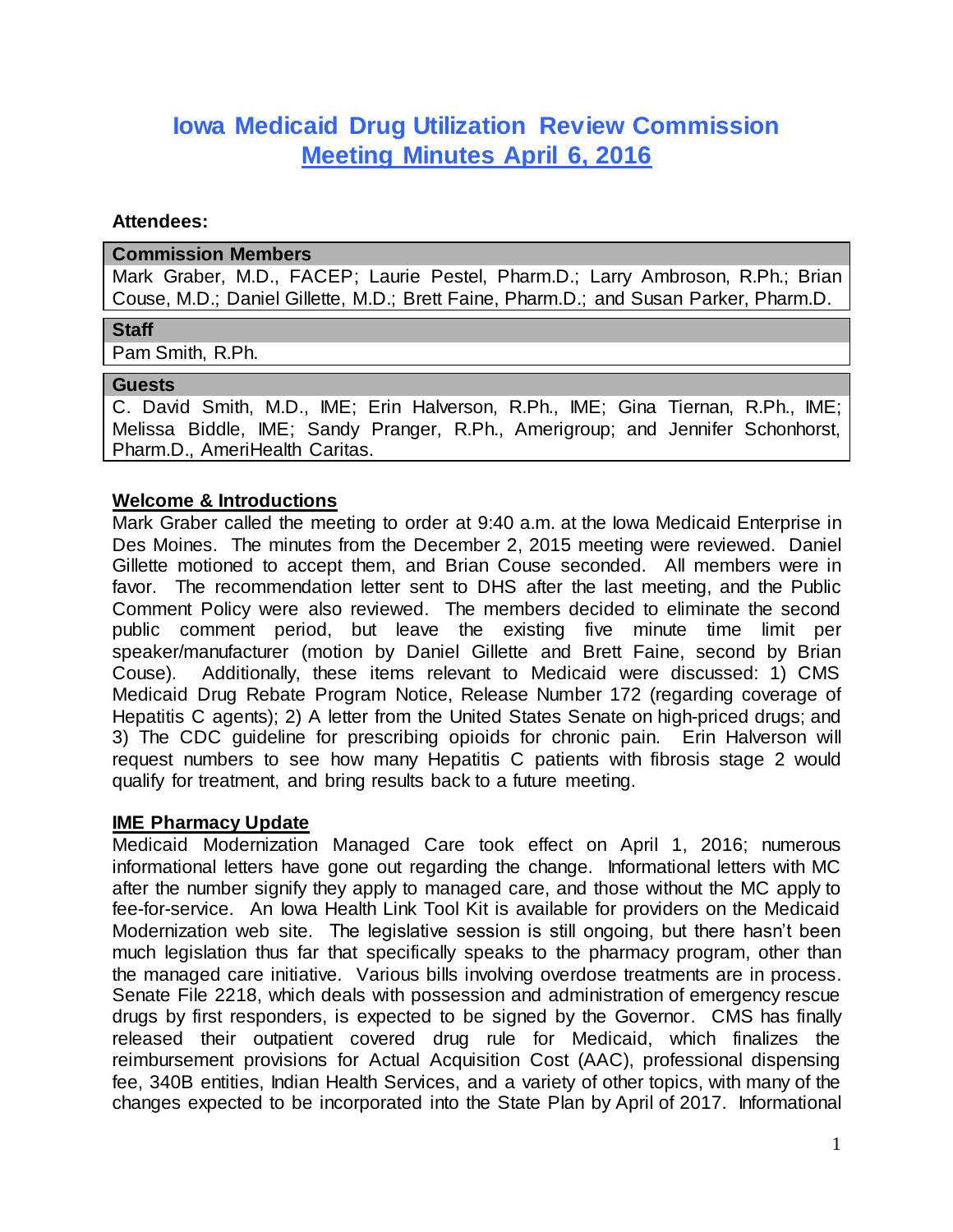# Iowa Medicaid Drug Utilization Review Commission

## Meeting Minutes April 6, 2016

**Attendees:**

| **Commission Members** |
| --- |
| Mark Graber, M.D., FACEP; Laurie Pestel, Pharm.D.; Larry Ambroson, R.Ph.; Brian Couse, M.D.; Daniel Gillette, M.D.; Brett Faine, Pharm.D.; and Susan Parker, Pharm.D. |

| **Staff** |
| --- |
| Pam Smith, R.Ph. |

| **Guests** |
| --- |
| C. David Smith, M.D., IME; Erin Halverson, R.Ph., IME; Gina Tiernan, R.Ph., IME; Melissa Biddle, IME; Sandy Pranger, R.Ph., Amerigroup; and Jennifer Schonhorst, Pharm.D., AmeriHealth Caritas. |

### Welcome & Introductions

Mark Graber called the meeting to order at 9:40 a.m. at the Iowa Medicaid Enterprise in Des Moines. The minutes from the December 2, 2015 meeting were reviewed. Daniel Gillette motioned to accept them, and Brian Couse seconded. All members were in favor. The recommendation letter sent to DHS after the last meeting, and the Public Comment Policy were also reviewed. The members decided to eliminate the second public comment period, but leave the existing five minute time limit per speaker/manufacturer (motion by Daniel Gillette and Brett Faine, second by Brian Couse). Additionally, these items relevant to Medicaid were discussed: 1) CMS Medicaid Drug Rebate Program Notice, Release Number 172 (regarding coverage of Hepatitis C agents); 2) A letter from the United States Senate on high-priced drugs; and 3) The CDC guideline for prescribing opioids for chronic pain. Erin Halverson will request numbers to see how many Hepatitis C patients with fibrosis stage 2 would qualify for treatment, and bring results back to a future meeting.

### IME Pharmacy Update

Medicaid Modernization Managed Care took effect on April 1, 2016; numerous informational letters have gone out regarding the change. Informational letters with MC after the number signify they apply to managed care, and those without the MC apply to fee-for-service. An Iowa Health Link Tool Kit is available for providers on the Medicaid Modernization web site. The legislative session is still ongoing, but there hasn't been much legislation thus far that specifically speaks to the pharmacy program, other than the managed care initiative. Various bills involving overdose treatments are in process. Senate File 2218, which deals with possession and administration of emergency rescue drugs by first responders, is expected to be signed by the Governor. CMS has finally released their outpatient covered drug rule for Medicaid, which finalizes the reimbursement provisions for Actual Acquisition Cost (AAC), professional dispensing fee, 340B entities, Indian Health Services, and a variety of other topics, with many of the changes expected to be incorporated into the State Plan by April of 2017. Informational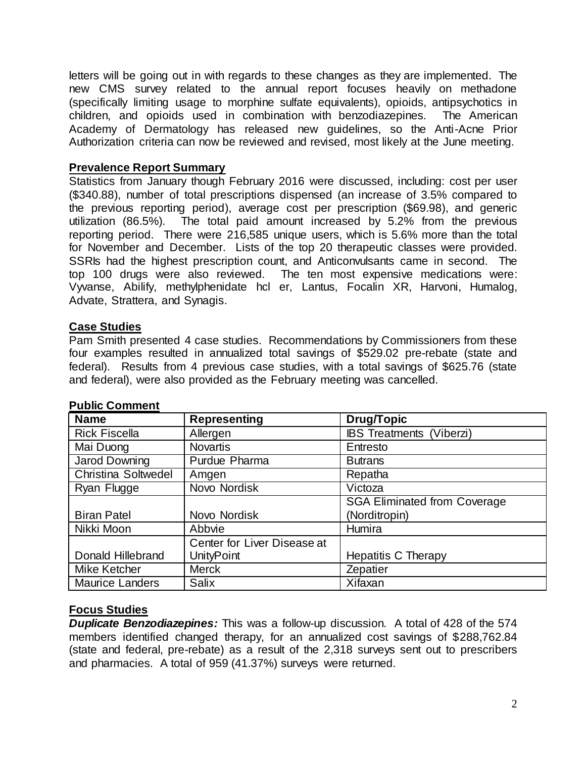letters will be going out in with regards to these changes as they are implemented. The new CMS survey related to the annual report focuses heavily on methadone (specifically limiting usage to morphine sulfate equivalents), opioids, antipsychotics in children, and opioids used in combination with benzodiazepines. The American Academy of Dermatology has released new guidelines, so the Anti-Acne Prior Authorization criteria can now be reviewed and revised, most likely at the June meeting.

## Prevalence Report Summary

Statistics from January though February 2016 were discussed, including: cost per user ($340.88), number of total prescriptions dispensed (an increase of 3.5% compared to the previous reporting period), average cost per prescription ($69.98), and generic utilization (86.5%). The total paid amount increased by 5.2% from the previous reporting period. There were 216,585 unique users, which is 5.6% more than the total for November and December. Lists of the top 20 therapeutic classes were provided. SSRIs had the highest prescription count, and Anticonvulsants came in second. The top 100 drugs were also reviewed. The ten most expensive medications were: Vyvanse, Abilify, methylphenidate hcl er, Lantus, Focalin XR, Harvoni, Humalog, Advate, Strattera, and Synagis.

## Case Studies

Pam Smith presented 4 case studies. Recommendations by Commissioners from these four examples resulted in annualized total savings of $529.02 pre-rebate (state and federal). Results from 4 previous case studies, with a total savings of $625.76 (state and federal), were also provided as the February meeting was cancelled.

## Public Comment

| Name | Representing | Drug/Topic |
|---|---|---|
| Rick Fiscella | Allergen | IBS Treatments (Viberzi) |
| Mai Duong | Novartis | Entresto |
| Jarod Downing | Purdue Pharma | Butrans |
| Christina Soltwedel | Amgen | Repatha |
| Ryan Flugge | Novo Nordisk | Victoza |
| Biran Patel | Novo Nordisk | SGA Eliminated from Coverage (Norditropin) |
| Nikki Moon | Abbvie | Humira |
| Donald Hillebrand | Center for Liver Disease at UnityPoint | Hepatitis C Therapy |
| Mike Ketcher | Merck | Zepatier |
| Maurice Landers | Salix | Xifaxan |

## Focus Studies

***Duplicate Benzodiazepines:*** This was a follow-up discussion. A total of 428 of the 574 members identified changed therapy, for an annualized cost savings of $288,762.84 (state and federal, pre-rebate) as a result of the 2,318 surveys sent out to prescribers and pharmacies. A total of 959 (41.37%) surveys were returned.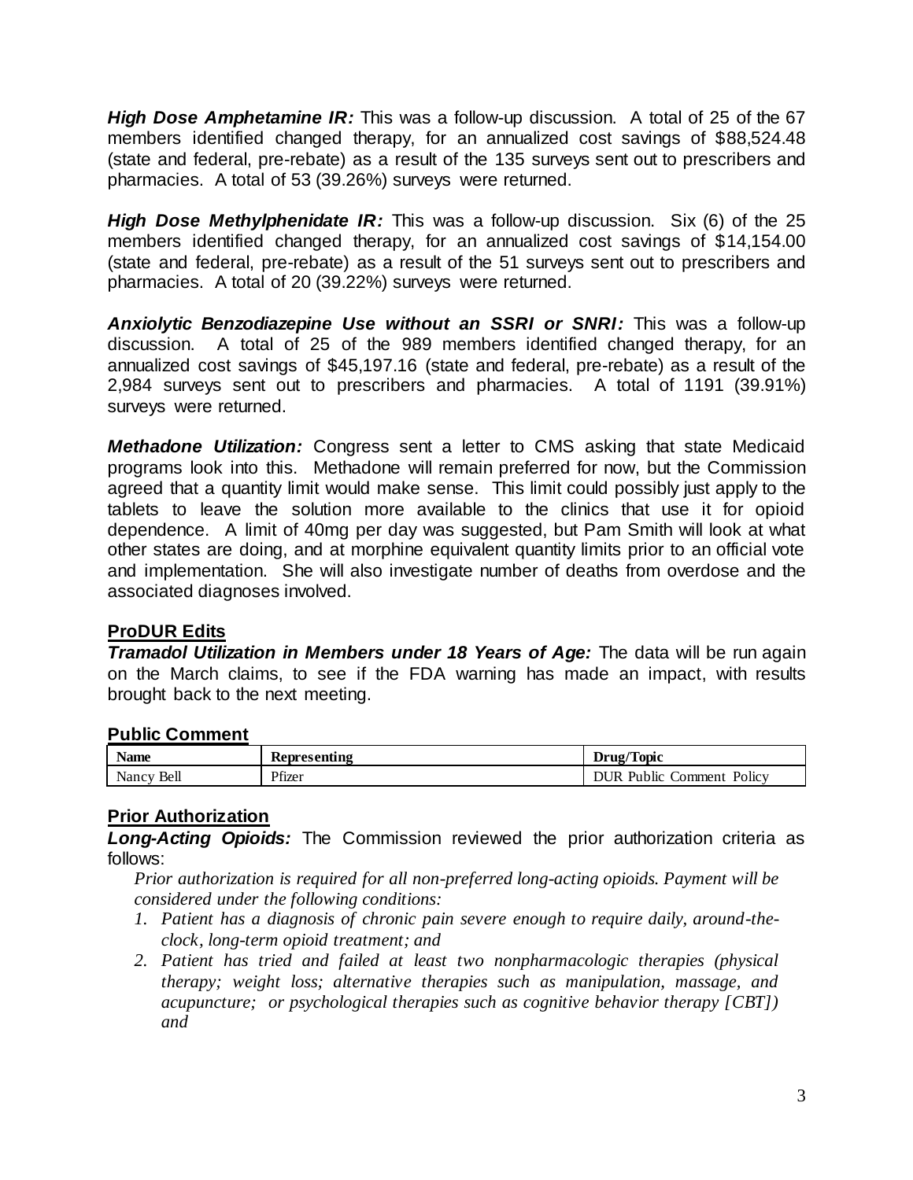***High Dose Amphetamine IR:*** This was a follow-up discussion. A total of 25 of the 67 members identified changed therapy, for an annualized cost savings of $88,524.48 (state and federal, pre-rebate) as a result of the 135 surveys sent out to prescribers and pharmacies. A total of 53 (39.26%) surveys were returned.

***High Dose Methylphenidate IR:*** This was a follow-up discussion. Six (6) of the 25 members identified changed therapy, for an annualized cost savings of $14,154.00 (state and federal, pre-rebate) as a result of the 51 surveys sent out to prescribers and pharmacies. A total of 20 (39.22%) surveys were returned.

***Anxiolytic Benzodiazepine Use without an SSRI or SNRI:*** This was a follow-up discussion. A total of 25 of the 989 members identified changed therapy, for an annualized cost savings of $45,197.16 (state and federal, pre-rebate) as a result of the 2,984 surveys sent out to prescribers and pharmacies. A total of 1191 (39.91%) surveys were returned.

***Methadone Utilization:*** Congress sent a letter to CMS asking that state Medicaid programs look into this. Methadone will remain preferred for now, but the Commission agreed that a quantity limit would make sense. This limit could possibly just apply to the tablets to leave the solution more available to the clinics that use it for opioid dependence. A limit of 40mg per day was suggested, but Pam Smith will look at what other states are doing, and at morphine equivalent quantity limits prior to an official vote and implementation. She will also investigate number of deaths from overdose and the associated diagnoses involved.

## ProDUR Edits

***Tramadol Utilization in Members under 18 Years of Age:*** The data will be run again on the March claims, to see if the FDA warning has made an impact, with results brought back to the next meeting.

## Public Comment

| Name | Representing | Drug/Topic |
|---|---|---|
| Nancy Bell | Pfizer | DUR Public Comment Policy |

## Prior Authorization

***Long-Acting Opioids:*** The Commission reviewed the prior authorization criteria as follows:

*Prior authorization is required for all non-preferred long-acting opioids. Payment will be considered under the following conditions:*

1. *Patient has a diagnosis of chronic pain severe enough to require daily, around-the-clock, long-term opioid treatment; and*
2. *Patient has tried and failed at least two nonpharmacologic therapies (physical therapy; weight loss; alternative therapies such as manipulation, massage, and acupuncture; or psychological therapies such as cognitive behavior therapy [CBT]) and*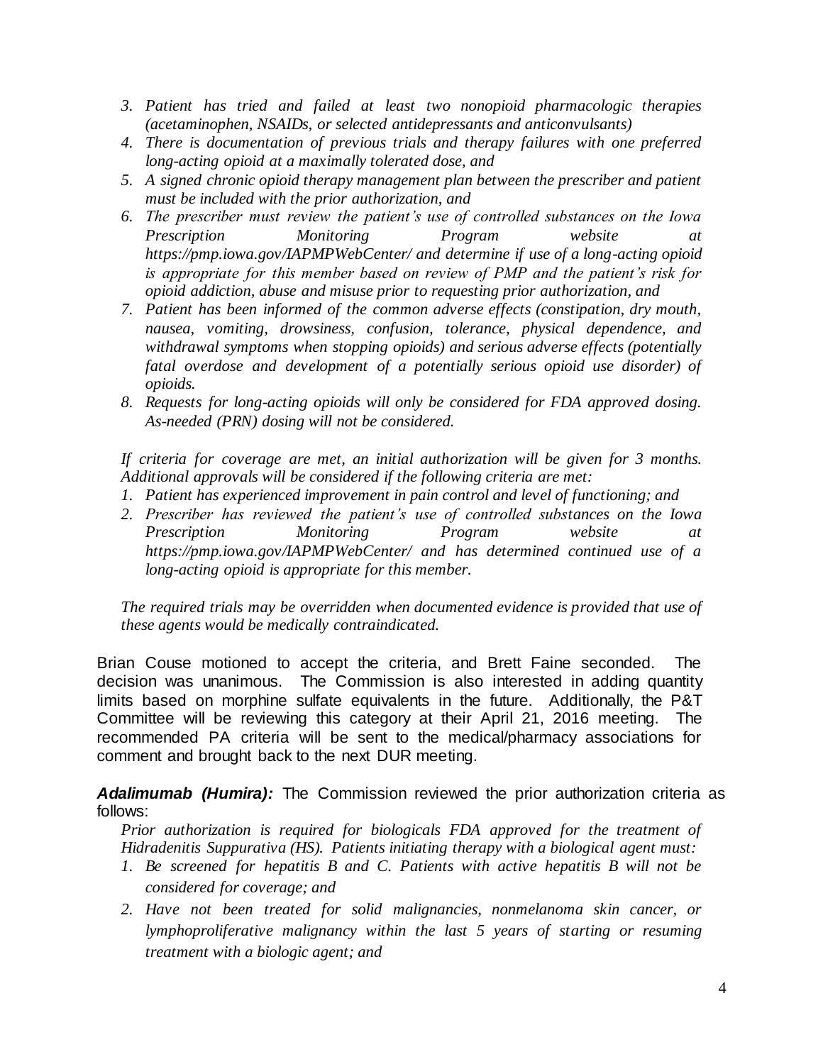3. *Patient has tried and failed at least two nonopioid pharmacologic therapies (acetaminophen, NSAIDs, or selected antidepressants and anticonvulsants)*
4. *There is documentation of previous trials and therapy failures with one preferred long-acting opioid at a maximally tolerated dose, and*
5. *A signed chronic opioid therapy management plan between the prescriber and patient must be included with the prior authorization, and*
6. *The prescriber must review the patient's use of controlled substances on the Iowa Prescription Monitoring Program website at https://pmp.iowa.gov/IAPMPWebCenter/ and determine if use of a long-acting opioid is appropriate for this member based on review of PMP and the patient's risk for opioid addiction, abuse and misuse prior to requesting prior authorization, and*
7. *Patient has been informed of the common adverse effects (constipation, dry mouth, nausea, vomiting, drowsiness, confusion, tolerance, physical dependence, and withdrawal symptoms when stopping opioids) and serious adverse effects (potentially fatal overdose and development of a potentially serious opioid use disorder) of opioids.*
8. *Requests for long-acting opioids will only be considered for FDA approved dosing. As-needed (PRN) dosing will not be considered.*

*If criteria for coverage are met, an initial authorization will be given for 3 months. Additional approvals will be considered if the following criteria are met:*

1. *Patient has experienced improvement in pain control and level of functioning; and*
2. *Prescriber has reviewed the patient's use of controlled substances on the Iowa Prescription Monitoring Program website at https://pmp.iowa.gov/IAPMPWebCenter/ and has determined continued use of a long-acting opioid is appropriate for this member.*

*The required trials may be overridden when documented evidence is provided that use of these agents would be medically contraindicated.*

Brian Couse motioned to accept the criteria, and Brett Faine seconded. The decision was unanimous. The Commission is also interested in adding quantity limits based on morphine sulfate equivalents in the future. Additionally, the P&T Committee will be reviewing this category at their April 21, 2016 meeting. The recommended PA criteria will be sent to the medical/pharmacy associations for comment and brought back to the next DUR meeting.

***Adalimumab (Humira):*** The Commission reviewed the prior authorization criteria as follows:

*Prior authorization is required for biologicals FDA approved for the treatment of Hidradenitis Suppurativa (HS). Patients initiating therapy with a biological agent must:*

1. *Be screened for hepatitis B and C. Patients with active hepatitis B will not be considered for coverage; and*
2. *Have not been treated for solid malignancies, nonmelanoma skin cancer, or lymphoproliferative malignancy within the last 5 years of starting or resuming treatment with a biologic agent; and*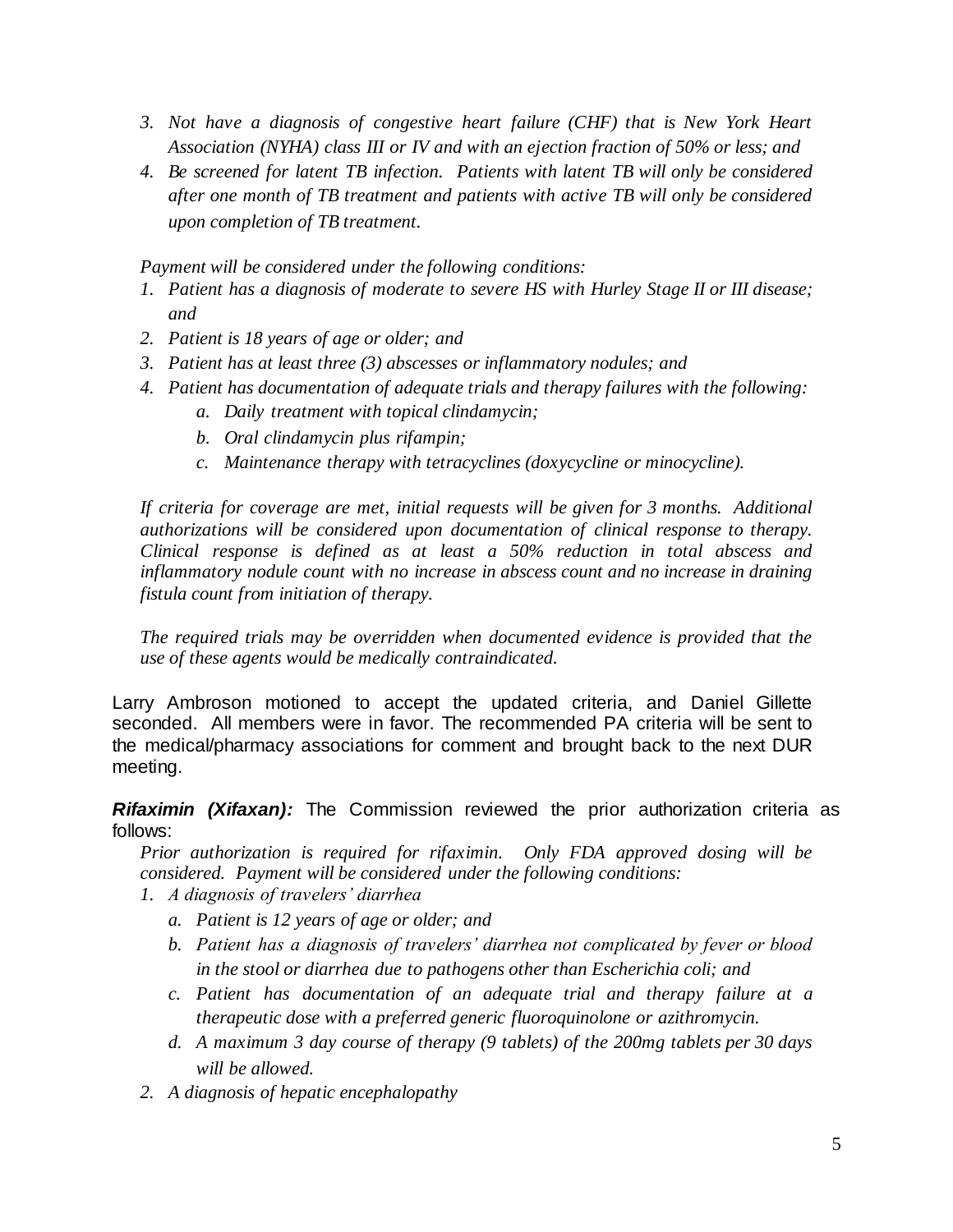3. *Not have a diagnosis of congestive heart failure (CHF) that is New York Heart Association (NYHA) class III or IV and with an ejection fraction of 50% or less; and*
4. *Be screened for latent TB infection. Patients with latent TB will only be considered after one month of TB treatment and patients with active TB will only be considered upon completion of TB treatment.*

*Payment will be considered under the following conditions:*

1. *Patient has a diagnosis of moderate to severe HS with Hurley Stage II or III disease; and*
2. *Patient is 18 years of age or older; and*
3. *Patient has at least three (3) abscesses or inflammatory nodules; and*
4. *Patient has documentation of adequate trials and therapy failures with the following:*
   a. *Daily treatment with topical clindamycin;*
   b. *Oral clindamycin plus rifampin;*
   c. *Maintenance therapy with tetracyclines (doxycycline or minocycline).*

*If criteria for coverage are met, initial requests will be given for 3 months. Additional authorizations will be considered upon documentation of clinical response to therapy. Clinical response is defined as at least a 50% reduction in total abscess and inflammatory nodule count with no increase in abscess count and no increase in draining fistula count from initiation of therapy.*

*The required trials may be overridden when documented evidence is provided that the use of these agents would be medically contraindicated.*

Larry Ambroson motioned to accept the updated criteria, and Daniel Gillette seconded. All members were in favor. The recommended PA criteria will be sent to the medical/pharmacy associations for comment and brought back to the next DUR meeting.

***Rifaximin (Xifaxan):*** The Commission reviewed the prior authorization criteria as follows:

*Prior authorization is required for rifaximin. Only FDA approved dosing will be considered. Payment will be considered under the following conditions:*

1. *A diagnosis of travelers' diarrhea*
   a. *Patient is 12 years of age or older; and*
   b. *Patient has a diagnosis of travelers' diarrhea not complicated by fever or blood in the stool or diarrhea due to pathogens other than Escherichia coli; and*
   c. *Patient has documentation of an adequate trial and therapy failure at a therapeutic dose with a preferred generic fluoroquinolone or azithromycin.*
   d. *A maximum 3 day course of therapy (9 tablets) of the 200mg tablets per 30 days will be allowed.*
2. *A diagnosis of hepatic encephalopathy*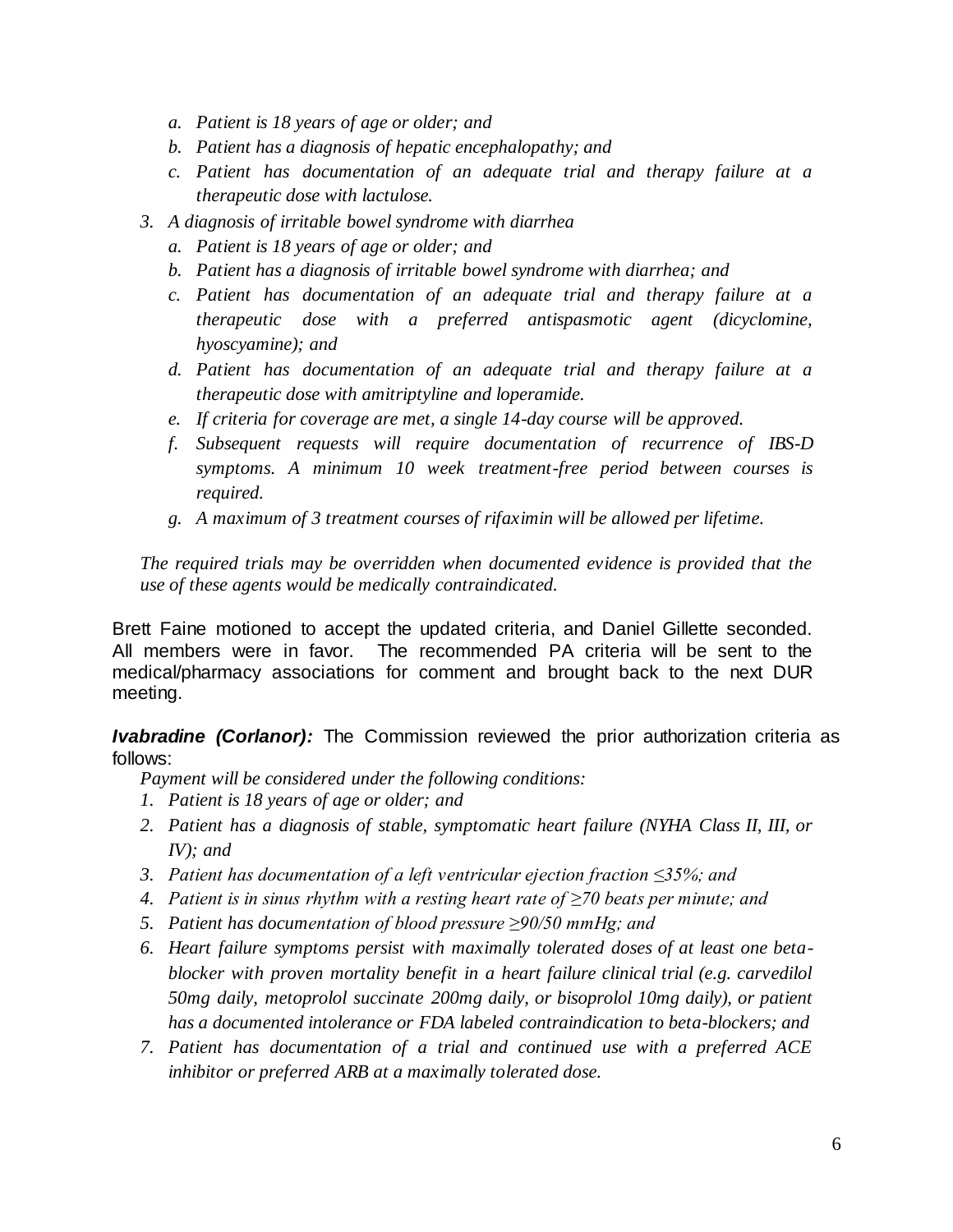a. *Patient is 18 years of age or older; and*
   b. *Patient has a diagnosis of hepatic encephalopathy; and*
   c. *Patient has documentation of an adequate trial and therapy failure at a therapeutic dose with lactulose.*

3. *A diagnosis of irritable bowel syndrome with diarrhea*
   a. *Patient is 18 years of age or older; and*
   b. *Patient has a diagnosis of irritable bowel syndrome with diarrhea; and*
   c. *Patient has documentation of an adequate trial and therapy failure at a therapeutic dose with a preferred antispasmotic agent (dicyclomine, hyoscyamine); and*
   d. *Patient has documentation of an adequate trial and therapy failure at a therapeutic dose with amitriptyline and loperamide.*
   e. *If criteria for coverage are met, a single 14-day course will be approved.*
   f. *Subsequent requests will require documentation of recurrence of IBS-D symptoms. A minimum 10 week treatment-free period between courses is required.*
   g. *A maximum of 3 treatment courses of rifaximin will be allowed per lifetime.*

*The required trials may be overridden when documented evidence is provided that the use of these agents would be medically contraindicated.*

Brett Faine motioned to accept the updated criteria, and Daniel Gillette seconded. All members were in favor. The recommended PA criteria will be sent to the medical/pharmacy associations for comment and brought back to the next DUR meeting.

***Ivabradine (Corlanor):*** The Commission reviewed the prior authorization criteria as follows:

*Payment will be considered under the following conditions:*

1. *Patient is 18 years of age or older; and*
2. *Patient has a diagnosis of stable, symptomatic heart failure (NYHA Class II, III, or IV); and*
3. *Patient has documentation of a left ventricular ejection fraction ≤35%; and*
4. *Patient is in sinus rhythm with a resting heart rate of ≥70 beats per minute; and*
5. *Patient has documentation of blood pressure ≥90/50 mmHg; and*
6. *Heart failure symptoms persist with maximally tolerated doses of at least one beta-blocker with proven mortality benefit in a heart failure clinical trial (e.g. carvedilol 50mg daily, metoprolol succinate 200mg daily, or bisoprolol 10mg daily), or patient has a documented intolerance or FDA labeled contraindication to beta-blockers; and*
7. *Patient has documentation of a trial and continued use with a preferred ACE inhibitor or preferred ARB at a maximally tolerated dose.*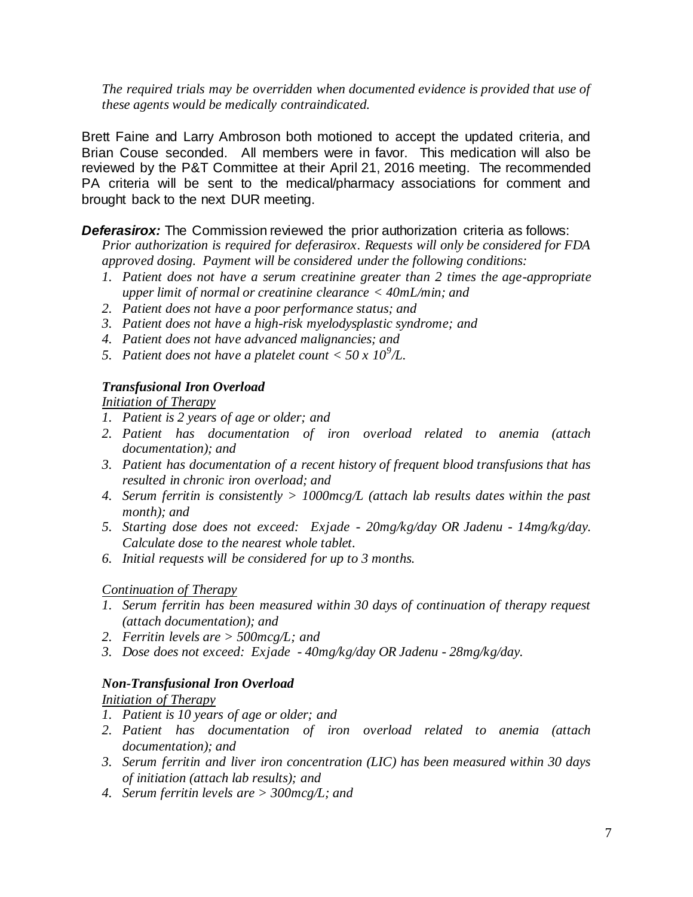*The required trials may be overridden when documented evidence is provided that use of these agents would be medically contraindicated.*

Brett Faine and Larry Ambroson both motioned to accept the updated criteria, and Brian Couse seconded. All members were in favor. This medication will also be reviewed by the P&T Committee at their April 21, 2016 meeting. The recommended PA criteria will be sent to the medical/pharmacy associations for comment and brought back to the next DUR meeting.

***Deferasirox:*** The Commission reviewed the prior authorization criteria as follows:

*Prior authorization is required for deferasirox. Requests will only be considered for FDA approved dosing. Payment will be considered under the following conditions:*

1. *Patient does not have a serum creatinine greater than 2 times the age-appropriate upper limit of normal or creatinine clearance < 40mL/min; and*
2. *Patient does not have a poor performance status; and*
3. *Patient does not have a high-risk myelodysplastic syndrome; and*
4. *Patient does not have advanced malignancies; and*
5. *Patient does not have a platelet count < 50 x $10^9$/L.*

***Transfusional Iron Overload***

*Initiation of Therapy*

1. *Patient is 2 years of age or older; and*
2. *Patient has documentation of iron overload related to anemia (attach documentation); and*
3. *Patient has documentation of a recent history of frequent blood transfusions that has resulted in chronic iron overload; and*
4. *Serum ferritin is consistently > 1000mcg/L (attach lab results dates within the past month); and*
5. *Starting dose does not exceed: Exjade - 20mg/kg/day OR Jadenu - 14mg/kg/day. Calculate dose to the nearest whole tablet.*
6. *Initial requests will be considered for up to 3 months.*

*Continuation of Therapy*

1. *Serum ferritin has been measured within 30 days of continuation of therapy request (attach documentation); and*
2. *Ferritin levels are > 500mcg/L; and*
3. *Dose does not exceed: Exjade - 40mg/kg/day OR Jadenu - 28mg/kg/day.*

***Non-Transfusional Iron Overload***

*Initiation of Therapy*

1. *Patient is 10 years of age or older; and*
2. *Patient has documentation of iron overload related to anemia (attach documentation); and*
3. *Serum ferritin and liver iron concentration (LIC) has been measured within 30 days of initiation (attach lab results); and*
4. *Serum ferritin levels are > 300mcg/L; and*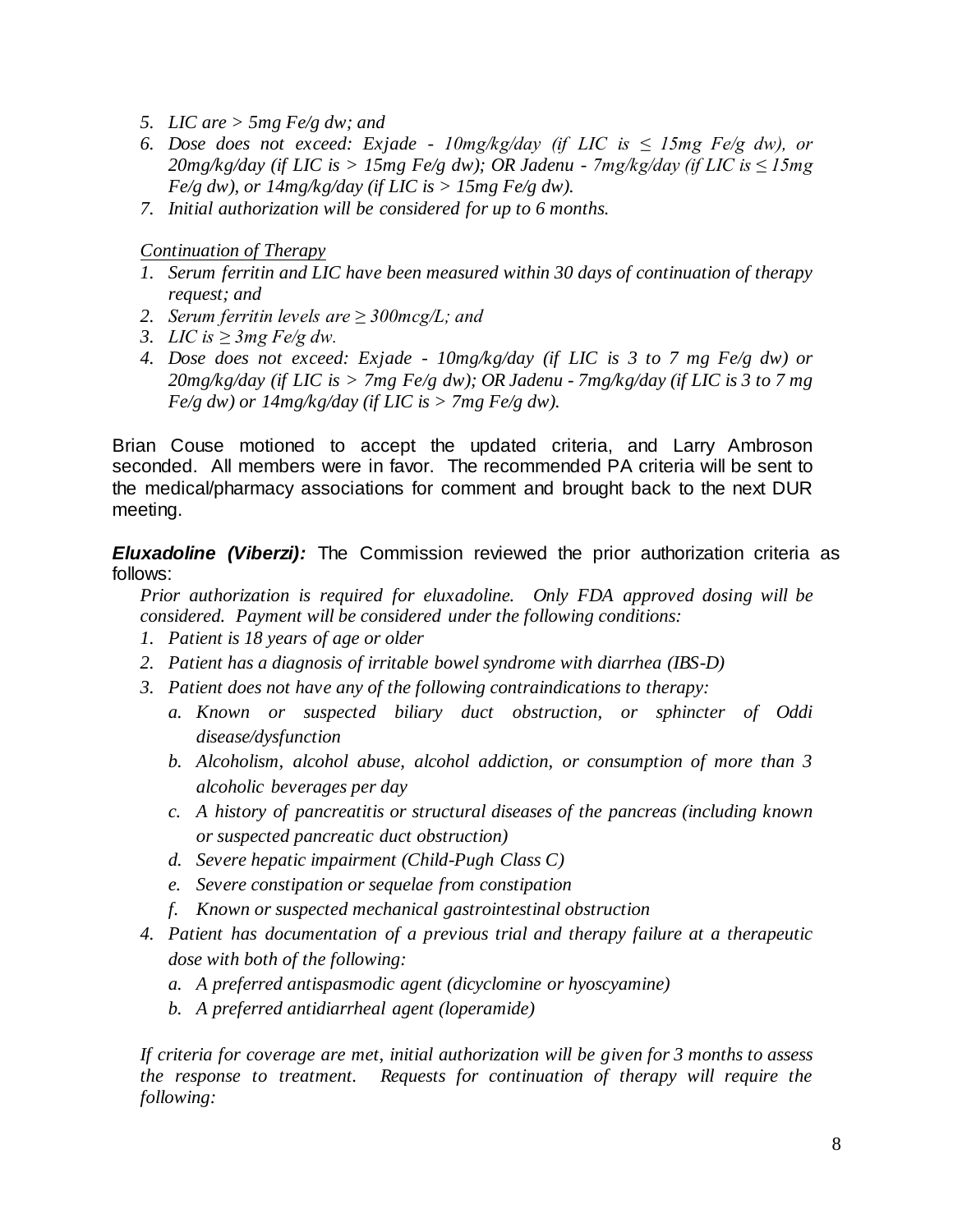5. *LIC are > 5mg Fe/g dw; and*
6. *Dose does not exceed: Exjade - 10mg/kg/day (if LIC is ≤ 15mg Fe/g dw), or 20mg/kg/day (if LIC is > 15mg Fe/g dw); OR Jadenu - 7mg/kg/day (if LIC is ≤ 15mg Fe/g dw), or 14mg/kg/day (if LIC is > 15mg Fe/g dw).*
7. *Initial authorization will be considered for up to 6 months.*

*Continuation of Therapy*

1. *Serum ferritin and LIC have been measured within 30 days of continuation of therapy request; and*
2. *Serum ferritin levels are ≥ 300mcg/L; and*
3. *LIC is ≥ 3mg Fe/g dw.*
4. *Dose does not exceed: Exjade - 10mg/kg/day (if LIC is 3 to 7 mg Fe/g dw) or 20mg/kg/day (if LIC is > 7mg Fe/g dw); OR Jadenu - 7mg/kg/day (if LIC is 3 to 7 mg Fe/g dw) or 14mg/kg/day (if LIC is > 7mg Fe/g dw).*

Brian Couse motioned to accept the updated criteria, and Larry Ambroson seconded. All members were in favor. The recommended PA criteria will be sent to the medical/pharmacy associations for comment and brought back to the next DUR meeting.

***Eluxadoline (Viberzi):*** The Commission reviewed the prior authorization criteria as follows:

*Prior authorization is required for eluxadoline. Only FDA approved dosing will be considered. Payment will be considered under the following conditions:*

1. *Patient is 18 years of age or older*
2. *Patient has a diagnosis of irritable bowel syndrome with diarrhea (IBS-D)*
3. *Patient does not have any of the following contraindications to therapy:*
   a. *Known or suspected biliary duct obstruction, or sphincter of Oddi disease/dysfunction*
   b. *Alcoholism, alcohol abuse, alcohol addiction, or consumption of more than 3 alcoholic beverages per day*
   c. *A history of pancreatitis or structural diseases of the pancreas (including known or suspected pancreatic duct obstruction)*
   d. *Severe hepatic impairment (Child-Pugh Class C)*
   e. *Severe constipation or sequelae from constipation*
   f. *Known or suspected mechanical gastrointestinal obstruction*
4. *Patient has documentation of a previous trial and therapy failure at a therapeutic dose with both of the following:*
   a. *A preferred antispasmodic agent (dicyclomine or hyoscyamine)*
   b. *A preferred antidiarrheal agent (loperamide)*

*If criteria for coverage are met, initial authorization will be given for 3 months to assess the response to treatment. Requests for continuation of therapy will require the following:*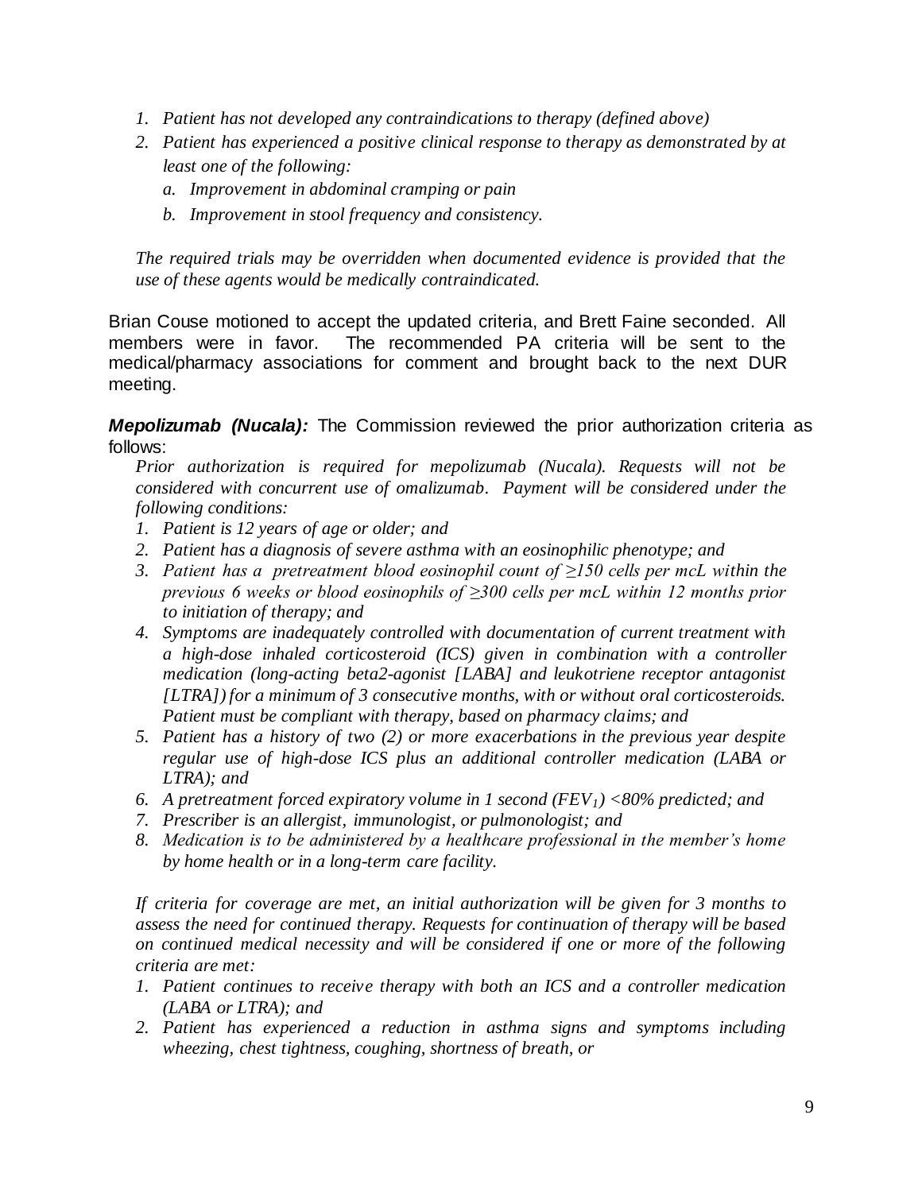1. *Patient has not developed any contraindications to therapy (defined above)*
2. *Patient has experienced a positive clinical response to therapy as demonstrated by at least one of the following:*
   a. *Improvement in abdominal cramping or pain*
   b. *Improvement in stool frequency and consistency.*

*The required trials may be overridden when documented evidence is provided that the use of these agents would be medically contraindicated.*

Brian Couse motioned to accept the updated criteria, and Brett Faine seconded. All members were in favor. The recommended PA criteria will be sent to the medical/pharmacy associations for comment and brought back to the next DUR meeting.

***Mepolizumab (Nucala):*** The Commission reviewed the prior authorization criteria as follows:

*Prior authorization is required for mepolizumab (Nucala). Requests will not be considered with concurrent use of omalizumab. Payment will be considered under the following conditions:*

1. *Patient is 12 years of age or older; and*
2. *Patient has a diagnosis of severe asthma with an eosinophilic phenotype; and*
3. *Patient has a pretreatment blood eosinophil count of ≥150 cells per mcL within the previous 6 weeks or blood eosinophils of ≥300 cells per mcL within 12 months prior to initiation of therapy; and*
4. *Symptoms are inadequately controlled with documentation of current treatment with a high-dose inhaled corticosteroid (ICS) given in combination with a controller medication (long-acting beta2-agonist [LABA] and leukotriene receptor antagonist [LTRA]) for a minimum of 3 consecutive months, with or without oral corticosteroids. Patient must be compliant with therapy, based on pharmacy claims; and*
5. *Patient has a history of two (2) or more exacerbations in the previous year despite regular use of high-dose ICS plus an additional controller medication (LABA or LTRA); and*
6. *A pretreatment forced expiratory volume in 1 second ($FEV_1$) <80% predicted; and*
7. *Prescriber is an allergist, immunologist, or pulmonologist; and*
8. *Medication is to be administered by a healthcare professional in the member's home by home health or in a long-term care facility.*

*If criteria for coverage are met, an initial authorization will be given for 3 months to assess the need for continued therapy. Requests for continuation of therapy will be based on continued medical necessity and will be considered if one or more of the following criteria are met:*

1. *Patient continues to receive therapy with both an ICS and a controller medication (LABA or LTRA); and*
2. *Patient has experienced a reduction in asthma signs and symptoms including wheezing, chest tightness, coughing, shortness of breath, or*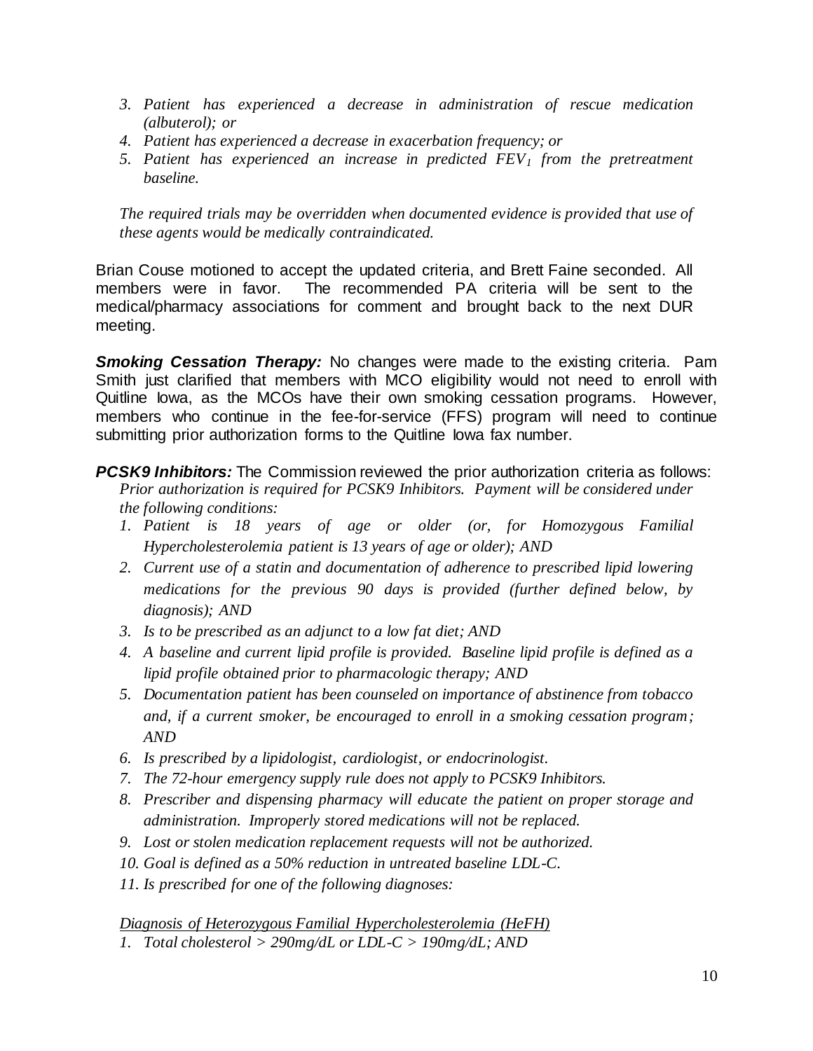3. *Patient has experienced a decrease in administration of rescue medication (albuterol); or*
4. *Patient has experienced a decrease in exacerbation frequency; or*
5. *Patient has experienced an increase in predicted $FEV_1$ from the pretreatment baseline.*

*The required trials may be overridden when documented evidence is provided that use of these agents would be medically contraindicated.*

Brian Couse motioned to accept the updated criteria, and Brett Faine seconded. All members were in favor. The recommended PA criteria will be sent to the medical/pharmacy associations for comment and brought back to the next DUR meeting.

***Smoking Cessation Therapy:*** No changes were made to the existing criteria. Pam Smith just clarified that members with MCO eligibility would not need to enroll with Quitline Iowa, as the MCOs have their own smoking cessation programs. However, members who continue in the fee-for-service (FFS) program will need to continue submitting prior authorization forms to the Quitline Iowa fax number.

***PCSK9 Inhibitors:*** The Commission reviewed the prior authorization criteria as follows:

*Prior authorization is required for PCSK9 Inhibitors. Payment will be considered under the following conditions:*

1. *Patient is 18 years of age or older (or, for Homozygous Familial Hypercholesterolemia patient is 13 years of age or older); AND*
2. *Current use of a statin and documentation of adherence to prescribed lipid lowering medications for the previous 90 days is provided (further defined below, by diagnosis); AND*
3. *Is to be prescribed as an adjunct to a low fat diet; AND*
4. *A baseline and current lipid profile is provided. Baseline lipid profile is defined as a lipid profile obtained prior to pharmacologic therapy; AND*
5. *Documentation patient has been counseled on importance of abstinence from tobacco and, if a current smoker, be encouraged to enroll in a smoking cessation program; AND*
6. *Is prescribed by a lipidologist, cardiologist, or endocrinologist.*
7. *The 72-hour emergency supply rule does not apply to PCSK9 Inhibitors.*
8. *Prescriber and dispensing pharmacy will educate the patient on proper storage and administration. Improperly stored medications will not be replaced.*
9. *Lost or stolen medication replacement requests will not be authorized.*
10. *Goal is defined as a 50% reduction in untreated baseline LDL-C.*
11. *Is prescribed for one of the following diagnoses:*

*<u>Diagnosis of Heterozygous Familial Hypercholesterolemia (HeFH)</u>*

1. *Total cholesterol > 290mg/dL or LDL-C > 190mg/dL; AND*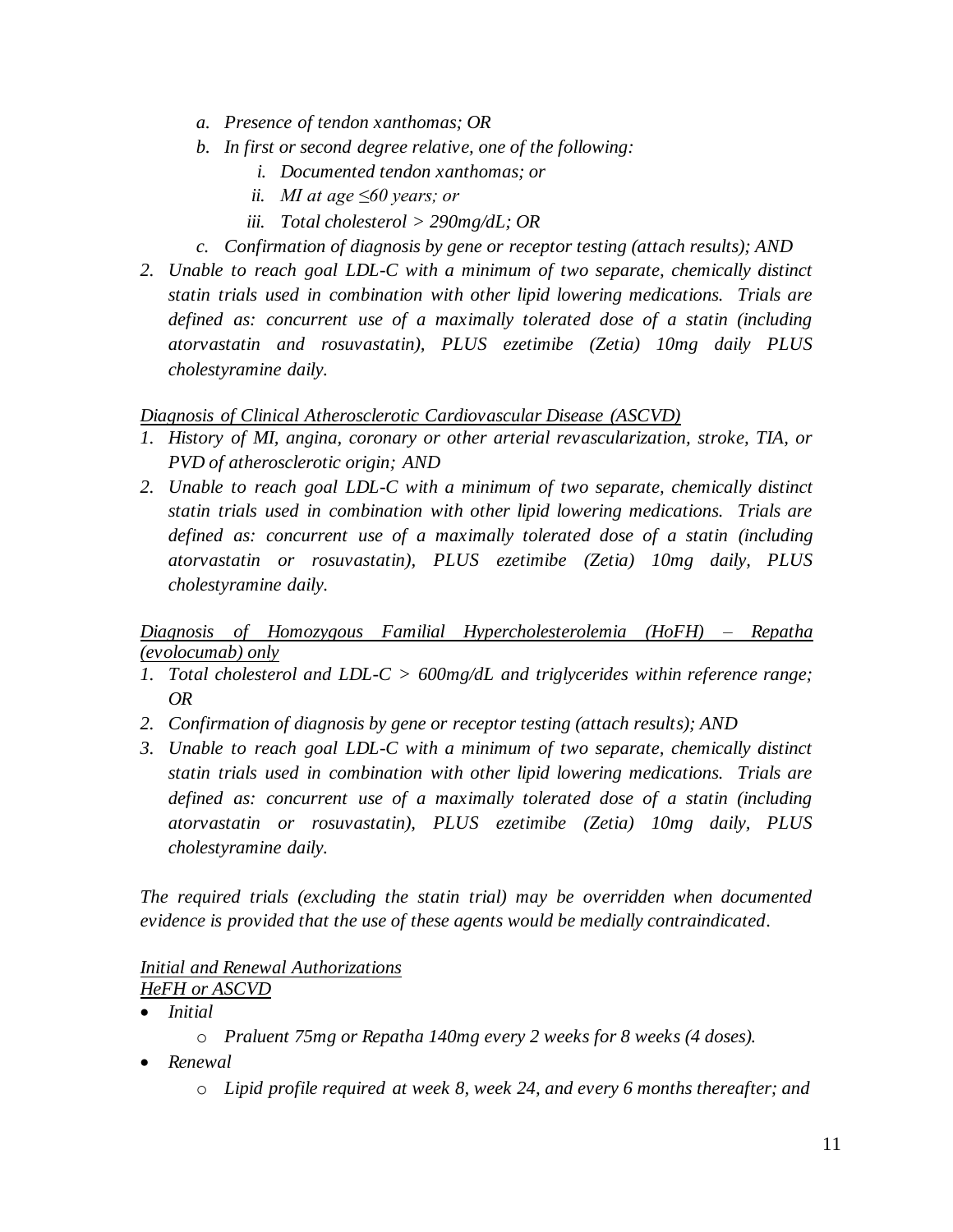- *a. Presence of tendon xanthomas; OR*
   - *b. In first or second degree relative, one of the following:*
      - *i. Documented tendon xanthomas; or*
      - *ii. MI at age ≤60 years; or*
      - *iii. Total cholesterol > 290mg/dL; OR*
   - *c. Confirmation of diagnosis by gene or receptor testing (attach results); AND*

2. *Unable to reach goal LDL-C with a minimum of two separate, chemically distinct statin trials used in combination with other lipid lowering medications. Trials are defined as: concurrent use of a maximally tolerated dose of a statin (including atorvastatin and rosuvastatin), PLUS ezetimibe (Zetia) 10mg daily PLUS cholestyramine daily.*

*<u>Diagnosis of Clinical Atherosclerotic Cardiovascular Disease (ASCVD)</u>*

1. *History of MI, angina, coronary or other arterial revascularization, stroke, TIA, or PVD of atherosclerotic origin; AND*
2. *Unable to reach goal LDL-C with a minimum of two separate, chemically distinct statin trials used in combination with other lipid lowering medications. Trials are defined as: concurrent use of a maximally tolerated dose of a statin (including atorvastatin or rosuvastatin), PLUS ezetimibe (Zetia) 10mg daily, PLUS cholestyramine daily.*

*<u>Diagnosis of Homozygous Familial Hypercholesterolemia (HoFH) – Repatha (evolocumab) only</u>*

1. *Total cholesterol and LDL-C > 600mg/dL and triglycerides within reference range; OR*
2. *Confirmation of diagnosis by gene or receptor testing (attach results); AND*
3. *Unable to reach goal LDL-C with a minimum of two separate, chemically distinct statin trials used in combination with other lipid lowering medications. Trials are defined as: concurrent use of a maximally tolerated dose of a statin (including atorvastatin or rosuvastatin), PLUS ezetimibe (Zetia) 10mg daily, PLUS cholestyramine daily.*

*The required trials (excluding the statin trial) may be overridden when documented evidence is provided that the use of these agents would be medially contraindicated.*

*<u>Initial and Renewal Authorizations</u>*
*<u>HeFH or ASCVD</u>*

- *Initial*
  - *Praluent 75mg or Repatha 140mg every 2 weeks for 8 weeks (4 doses).*
- *Renewal*
  - *Lipid profile required at week 8, week 24, and every 6 months thereafter; and*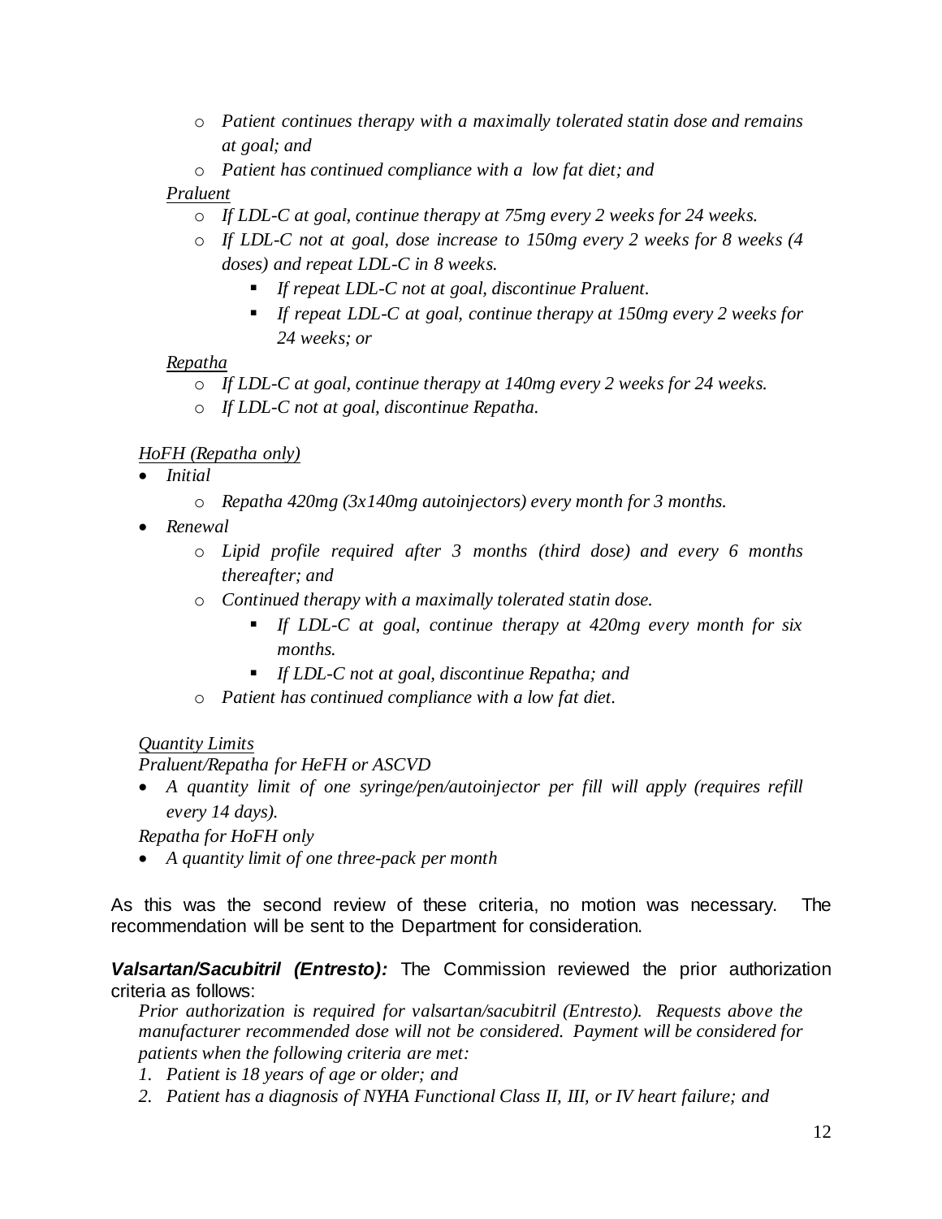- *Patient continues therapy with a maximally tolerated statin dose and remains at goal; and*
- *Patient has continued compliance with a low fat diet; and*

*<u>Praluent</u>*

- *If LDL-C at goal, continue therapy at 75mg every 2 weeks for 24 weeks.*
- *If LDL-C not at goal, dose increase to 150mg every 2 weeks for 8 weeks (4 doses) and repeat LDL-C in 8 weeks.*
  - *If repeat LDL-C not at goal, discontinue Praluent.*
  - *If repeat LDL-C at goal, continue therapy at 150mg every 2 weeks for 24 weeks; or*

*<u>Repatha</u>*

- *If LDL-C at goal, continue therapy at 140mg every 2 weeks for 24 weeks.*
- *If LDL-C not at goal, discontinue Repatha.*

*<u>HoFH (Repatha only)</u>*

- *Initial*
  - *Repatha 420mg (3x140mg autoinjectors) every month for 3 months.*
- *Renewal*
  - *Lipid profile required after 3 months (third dose) and every 6 months thereafter; and*
  - *Continued therapy with a maximally tolerated statin dose.*
    - *If LDL-C at goal, continue therapy at 420mg every month for six months.*
    - *If LDL-C not at goal, discontinue Repatha; and*
  - *Patient has continued compliance with a low fat diet.*

*<u>Quantity Limits</u>*

*Praluent/Repatha for HeFH or ASCVD*

- *A quantity limit of one syringe/pen/autoinjector per fill will apply (requires refill every 14 days).*

*Repatha for HoFH only*

- *A quantity limit of one three-pack per month*

As this was the second review of these criteria, no motion was necessary. The recommendation will be sent to the Department for consideration.

***Valsartan/Sacubitril (Entresto):*** The Commission reviewed the prior authorization criteria as follows:

*Prior authorization is required for valsartan/sacubitril (Entresto). Requests above the manufacturer recommended dose will not be considered. Payment will be considered for patients when the following criteria are met:*

1. *Patient is 18 years of age or older; and*
2. *Patient has a diagnosis of NYHA Functional Class II, III, or IV heart failure; and*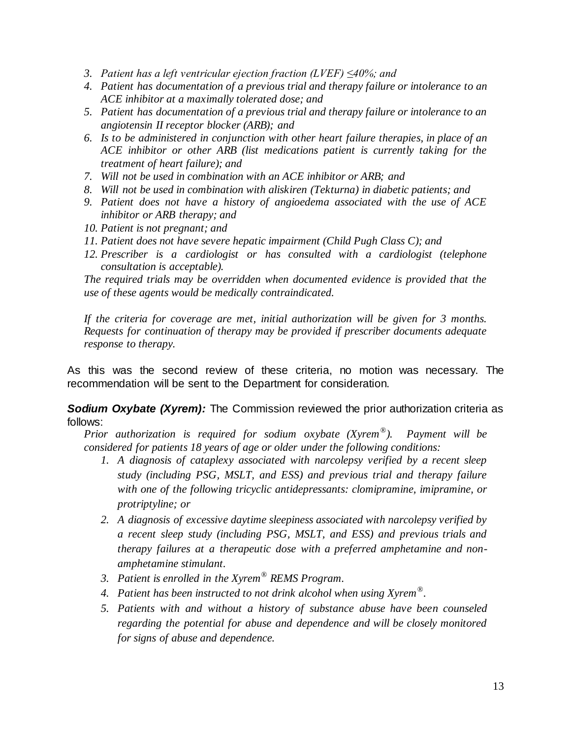3. *Patient has a left ventricular ejection fraction (LVEF) ≤40%; and*
4. *Patient has documentation of a previous trial and therapy failure or intolerance to an ACE inhibitor at a maximally tolerated dose; and*
5. *Patient has documentation of a previous trial and therapy failure or intolerance to an angiotensin II receptor blocker (ARB); and*
6. *Is to be administered in conjunction with other heart failure therapies, in place of an ACE inhibitor or other ARB (list medications patient is currently taking for the treatment of heart failure); and*
7. *Will not be used in combination with an ACE inhibitor or ARB; and*
8. *Will not be used in combination with aliskiren (Tekturna) in diabetic patients; and*
9. *Patient does not have a history of angioedema associated with the use of ACE inhibitor or ARB therapy; and*
10. *Patient is not pregnant; and*
11. *Patient does not have severe hepatic impairment (Child Pugh Class C); and*
12. *Prescriber is a cardiologist or has consulted with a cardiologist (telephone consultation is acceptable).*

*The required trials may be overridden when documented evidence is provided that the use of these agents would be medically contraindicated.*

*If the criteria for coverage are met, initial authorization will be given for 3 months. Requests for continuation of therapy may be provided if prescriber documents adequate response to therapy.*

As this was the second review of these criteria, no motion was necessary. The recommendation will be sent to the Department for consideration.

***Sodium Oxybate (Xyrem):*** The Commission reviewed the prior authorization criteria as follows:

*Prior authorization is required for sodium oxybate (Xyrem®). Payment will be considered for patients 18 years of age or older under the following conditions:*

1. *A diagnosis of cataplexy associated with narcolepsy verified by a recent sleep study (including PSG, MSLT, and ESS) and previous trial and therapy failure with one of the following tricyclic antidepressants: clomipramine, imipramine, or protriptyline; or*
2. *A diagnosis of excessive daytime sleepiness associated with narcolepsy verified by a recent sleep study (including PSG, MSLT, and ESS) and previous trials and therapy failures at a therapeutic dose with a preferred amphetamine and non-amphetamine stimulant.*
3. *Patient is enrolled in the Xyrem® REMS Program.*
4. *Patient has been instructed to not drink alcohol when using Xyrem®.*
5. *Patients with and without a history of substance abuse have been counseled regarding the potential for abuse and dependence and will be closely monitored for signs of abuse and dependence.*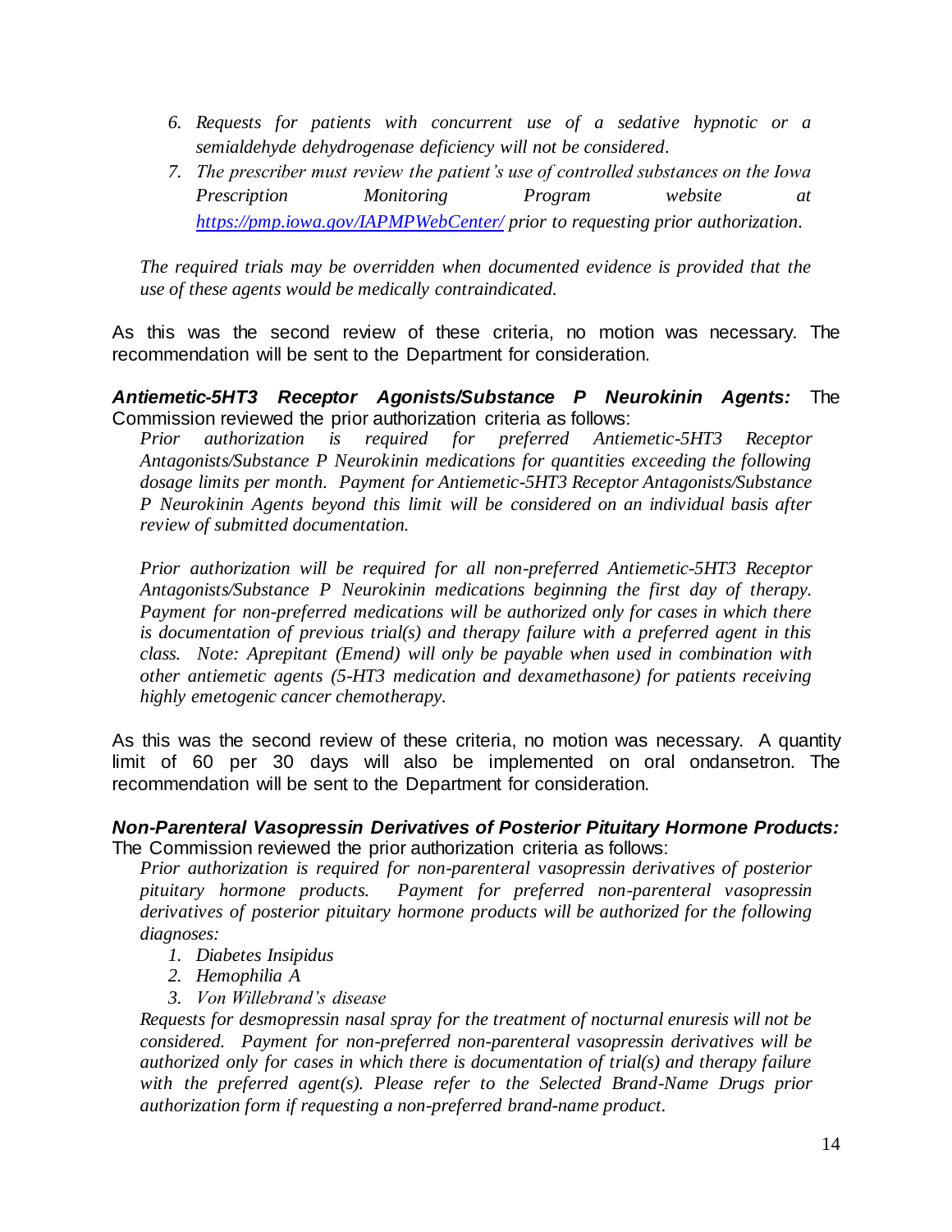6. *Requests for patients with concurrent use of a sedative hypnotic or a semialdehyde dehydrogenase deficiency will not be considered.*
7. *The prescriber must review the patient's use of controlled substances on the Iowa Prescription Monitoring Program website at [https://pmp.iowa.gov/IAPMPWebCenter/](https://pmp.iowa.gov/IAPMPWebCenter/) prior to requesting prior authorization.*

*The required trials may be overridden when documented evidence is provided that the use of these agents would be medically contraindicated.*

As this was the second review of these criteria, no motion was necessary. The recommendation will be sent to the Department for consideration.

***Antiemetic-5HT3 Receptor Agonists/Substance P Neurokinin Agents:*** The Commission reviewed the prior authorization criteria as follows:

*Prior authorization is required for preferred Antiemetic-5HT3 Receptor Antagonists/Substance P Neurokinin medications for quantities exceeding the following dosage limits per month. Payment for Antiemetic-5HT3 Receptor Antagonists/Substance P Neurokinin Agents beyond this limit will be considered on an individual basis after review of submitted documentation.*

*Prior authorization will be required for all non-preferred Antiemetic-5HT3 Receptor Antagonists/Substance P Neurokinin medications beginning the first day of therapy. Payment for non-preferred medications will be authorized only for cases in which there is documentation of previous trial(s) and therapy failure with a preferred agent in this class. Note: Aprepitant (Emend) will only be payable when used in combination with other antiemetic agents (5-HT3 medication and dexamethasone) for patients receiving highly emetogenic cancer chemotherapy.*

As this was the second review of these criteria, no motion was necessary. A quantity limit of 60 per 30 days will also be implemented on oral ondansetron. The recommendation will be sent to the Department for consideration.

***Non-Parenteral Vasopressin Derivatives of Posterior Pituitary Hormone Products:*** The Commission reviewed the prior authorization criteria as follows:

*Prior authorization is required for non-parenteral vasopressin derivatives of posterior pituitary hormone products. Payment for preferred non-parenteral vasopressin derivatives of posterior pituitary hormone products will be authorized for the following diagnoses:*

1. *Diabetes Insipidus*
2. *Hemophilia A*
3. *Von Willebrand's disease*

*Requests for desmopressin nasal spray for the treatment of nocturnal enuresis will not be considered. Payment for non-preferred non-parenteral vasopressin derivatives will be authorized only for cases in which there is documentation of trial(s) and therapy failure with the preferred agent(s). Please refer to the Selected Brand-Name Drugs prior authorization form if requesting a non-preferred brand-name product.*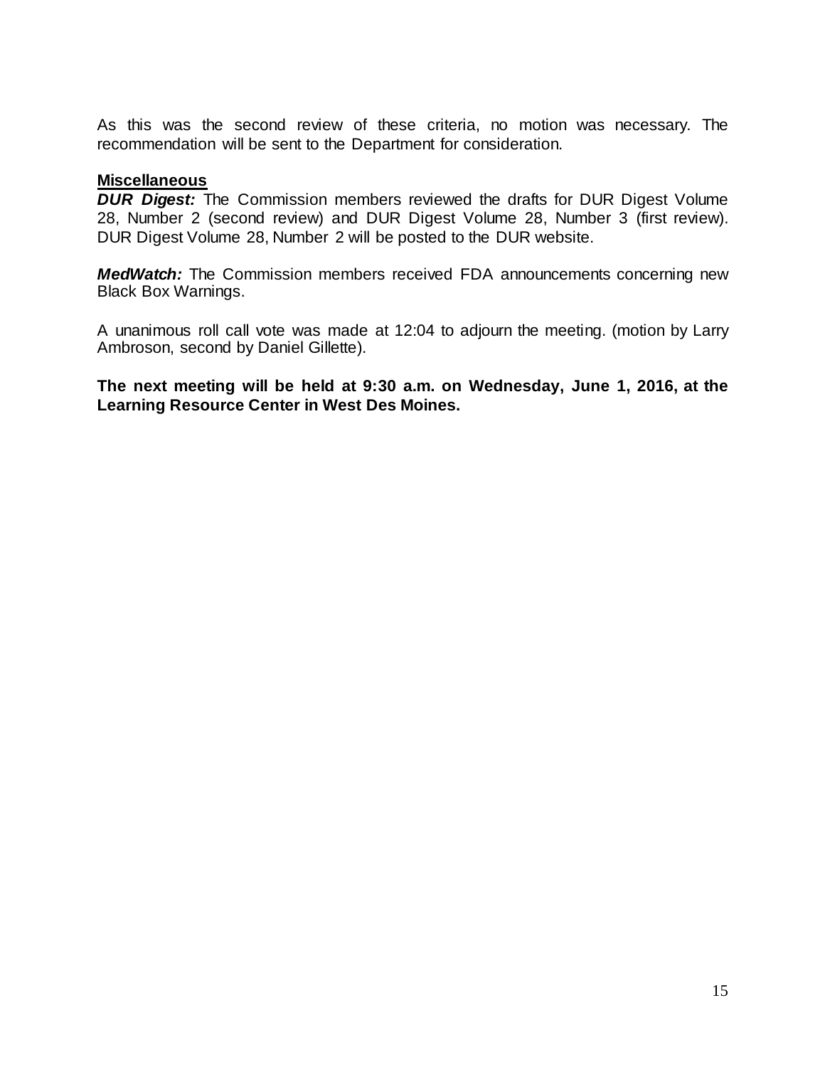As this was the second review of these criteria, no motion was necessary. The recommendation will be sent to the Department for consideration.

**Miscellaneous**

***DUR Digest:*** The Commission members reviewed the drafts for DUR Digest Volume 28, Number 2 (second review) and DUR Digest Volume 28, Number 3 (first review). DUR Digest Volume 28, Number 2 will be posted to the DUR website.

***MedWatch:*** The Commission members received FDA announcements concerning new Black Box Warnings.

A unanimous roll call vote was made at 12:04 to adjourn the meeting. (motion by Larry Ambroson, second by Daniel Gillette).

**The next meeting will be held at 9:30 a.m. on Wednesday, June 1, 2016, at the Learning Resource Center in West Des Moines.**